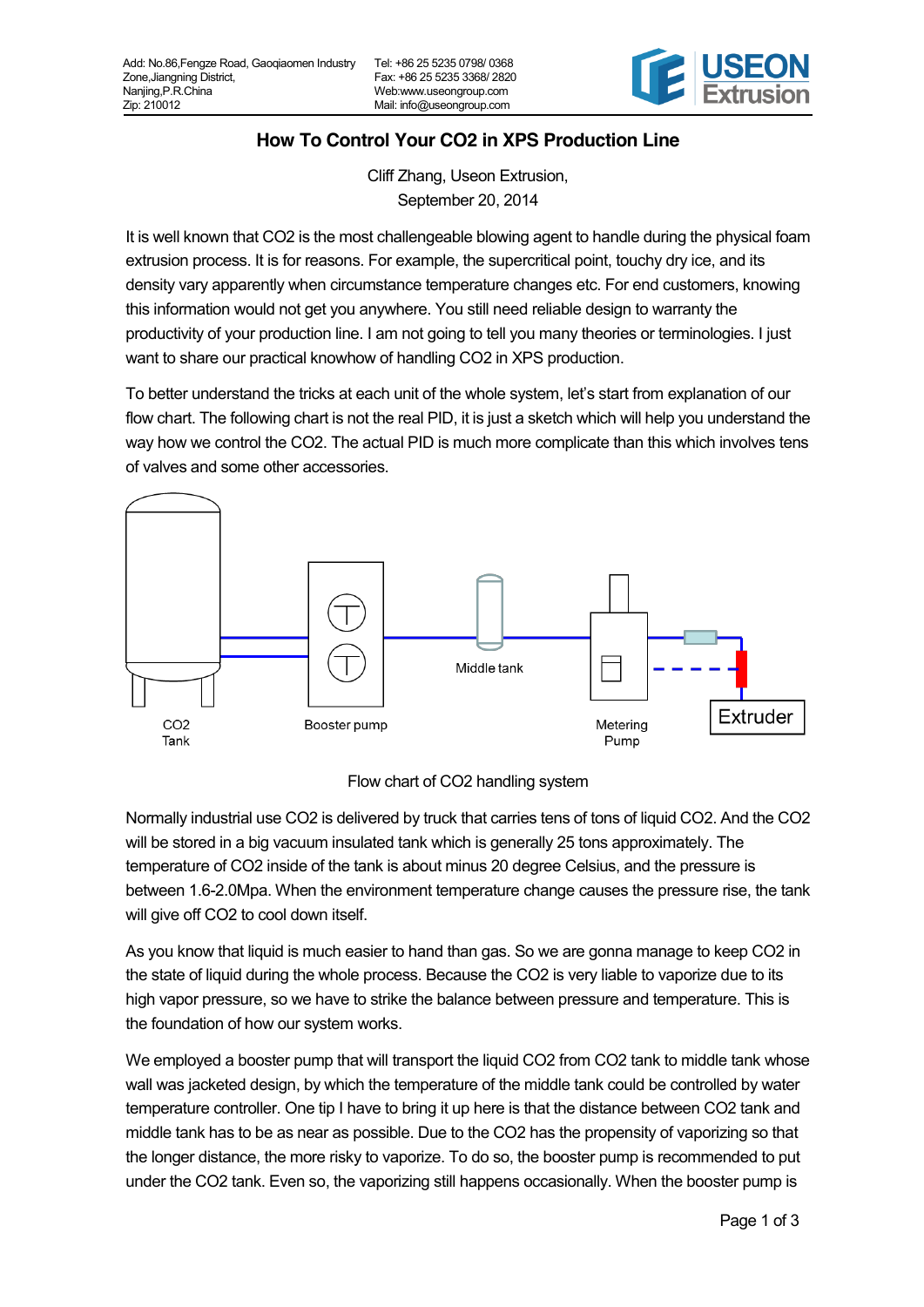Add: No.86,Fengze Road, Gaoqiaomen Industry Zone,Jiangning District, Nanjing,P.R.China Zip: 210012

Tel: +86 25 5235 0798/ 0368
Fax: +86 25 5235 3368/ 2820
Web:www.useongroup.com
Mail: info@useongroup.com

USEON Extrusion

# How To Control Your CO2 in XPS Production Line

Cliff Zhang, Useon Extrusion,
September 20, 2014

It is well known that CO2 is the most challengeable blowing agent to handle during the physical foam extrusion process. It is for reasons. For example, the supercritical point, touchy dry ice, and its density vary apparently when circumstance temperature changes etc. For end customers, knowing this information would not get you anywhere. You still need reliable design to warranty the productivity of your production line. I am not going to tell you many theories or terminologies. I just want to share our practical knowhow of handling CO2 in XPS production.

To better understand the tricks at each unit of the whole system, let's start from explanation of our flow chart. The following chart is not the real PID, it is just a sketch which will help you understand the way how we control the CO2. The actual PID is much more complicate than this which involves tens of valves and some other accessories.

CO2 Tank — Booster pump — Middle tank — Metering Pump — Extruder

Flow chart of CO2 handling system

Normally industrial use CO2 is delivered by truck that carries tens of tons of liquid CO2. And the CO2 will be stored in a big vacuum insulated tank which is generally 25 tons approximately. The temperature of CO2 inside of the tank is about minus 20 degree Celsius, and the pressure is between 1.6-2.0Mpa. When the environment temperature change causes the pressure rise, the tank will give off CO2 to cool down itself.

As you know that liquid is much easier to hand than gas. So we are gonna manage to keep CO2 in the state of liquid during the whole process. Because the CO2 is very liable to vaporize due to its high vapor pressure, so we have to strike the balance between pressure and temperature. This is the foundation of how our system works.

We employed a booster pump that will transport the liquid CO2 from CO2 tank to middle tank whose wall was jacketed design, by which the temperature of the middle tank could be controlled by water temperature controller. One tip I have to bring it up here is that the distance between CO2 tank and middle tank has to be as near as possible. Due to the CO2 has the propensity of vaporizing so that the longer distance, the more risky to vaporize. To do so, the booster pump is recommended to put under the CO2 tank. Even so, the vaporizing still happens occasionally. When the booster pump is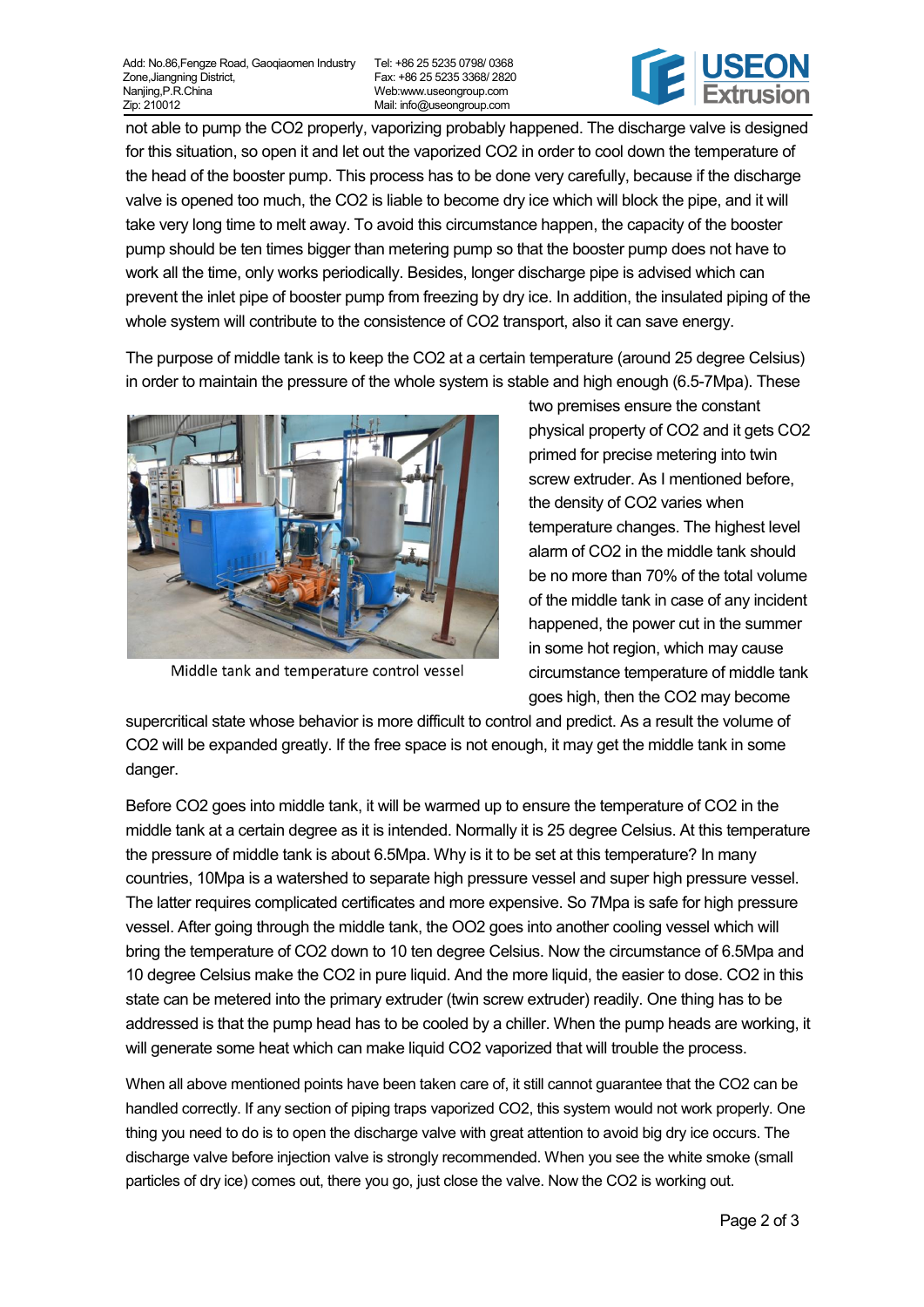not able to pump the $CO_2$ properly, vaporizing probably happened. The discharge valve is designed for this situation, so open it and let out the vaporized $CO_2$ in order to cool down the temperature of the head of the booster pump. This process has to be done very carefully, because if the discharge valve is opened too much, the $CO_2$ is liable to become dry ice which will block the pipe, and it will take very long time to melt away. To avoid this circumstance happen, the capacity of the booster pump should be ten times bigger than metering pump so that the booster pump does not have to work all the time, only works periodically. Besides, longer discharge pipe is advised which can prevent the inlet pipe of booster pump from freezing by dry ice. In addition, the insulated piping of the whole system will contribute to the consistence of $CO_2$ transport, also it can save energy.

The purpose of middle tank is to keep the $CO_2$ at a certain temperature (around 25 degree Celsius) in order to maintain the pressure of the whole system is stable and high enough (6.5-7Mpa). These two premises ensure the constant physical property of $CO_2$ and it gets $CO_2$ primed for precise metering into twin screw extruder. As I mentioned before, the density of $CO_2$ varies when temperature changes. The highest level alarm of $CO_2$ in the middle tank should be no more than 70% of the total volume of the middle tank in case of any incident happened, the power cut in the summer in some hot region, which may cause circumstance temperature of middle tank goes high, then the $CO_2$ may become supercritical state whose behavior is more difficult to control and predict. As a result the volume of $CO_2$ will be expanded greatly. If the free space is not enough, it may get the middle tank in some danger.

Middle tank and temperature control vessel

Before $CO_2$ goes into middle tank, it will be warmed up to ensure the temperature of $CO_2$ in the middle tank at a certain degree as it is intended. Normally it is 25 degree Celsius. At this temperature the pressure of middle tank is about 6.5Mpa. Why is it to be set at this temperature? In many countries, 10Mpa is a watershed to separate high pressure vessel and super high pressure vessel. The latter requires complicated certificates and more expensive. So 7Mpa is safe for high pressure vessel. After going through the middle tank, the OO2 goes into another cooling vessel which will bring the temperature of $CO_2$ down to 10 ten degree Celsius. Now the circumstance of 6.5Mpa and 10 degree Celsius make the $CO_2$ in pure liquid. And the more liquid, the easier to dose. $CO_2$ in this state can be metered into the primary extruder (twin screw extruder) readily. One thing has to be addressed is that the pump head has to be cooled by a chiller. When the pump heads are working, it will generate some heat which can make liquid $CO_2$ vaporized that will trouble the process.

When all above mentioned points have been taken care of, it still cannot guarantee that the $CO_2$ can be handled correctly. If any section of piping traps vaporized $CO_2$, this system would not work properly. One thing you need to do is to open the discharge valve with great attention to avoid big dry ice occurs. The discharge valve before injection valve is strongly recommended. When you see the white smoke (small particles of dry ice) comes out, there you go, just close the valve. Now the $CO_2$ is working out.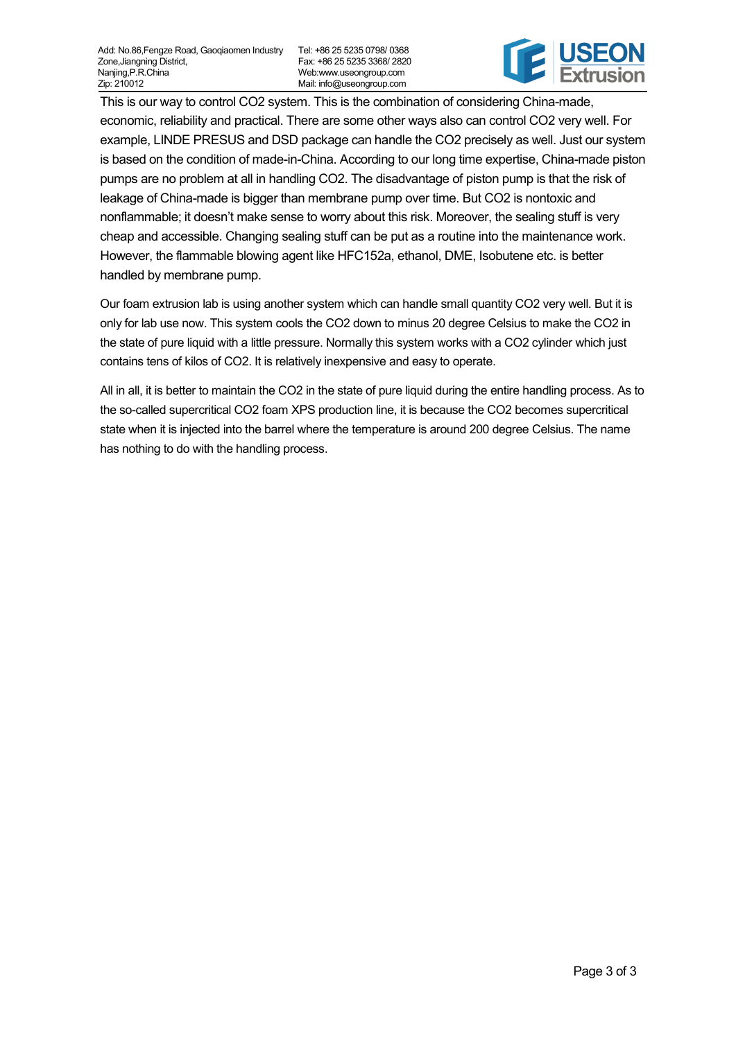This is our way to control $CO_2$ system. This is the combination of considering China-made, economic, reliability and practical. There are some other ways also can control $CO_2$ very well. For example, LINDE PRESUS and DSD package can handle the $CO_2$ precisely as well. Just our system is based on the condition of made-in-China. According to our long time expertise, China-made piston pumps are no problem at all in handling $CO_2$. The disadvantage of piston pump is that the risk of leakage of China-made is bigger than membrane pump over time. But $CO_2$ is nontoxic and nonflammable; it doesn't make sense to worry about this risk. Moreover, the sealing stuff is very cheap and accessible. Changing sealing stuff can be put as a routine into the maintenance work. However, the flammable blowing agent like HFC152a, ethanol, DME, Isobutene etc. is better handled by membrane pump.

Our foam extrusion lab is using another system which can handle small quantity $CO_2$ very well. But it is only for lab use now. This system cools the $CO_2$ down to minus 20 degree Celsius to make the $CO_2$ in the state of pure liquid with a little pressure. Normally this system works with a $CO_2$ cylinder which just contains tens of kilos of $CO_2$. It is relatively inexpensive and easy to operate.

All in all, it is better to maintain the $CO_2$ in the state of pure liquid during the entire handling process. As to the so-called supercritical $CO_2$ foam XPS production line, it is because the $CO_2$ becomes supercritical state when it is injected into the barrel where the temperature is around 200 degree Celsius. The name has nothing to do with the handling process.